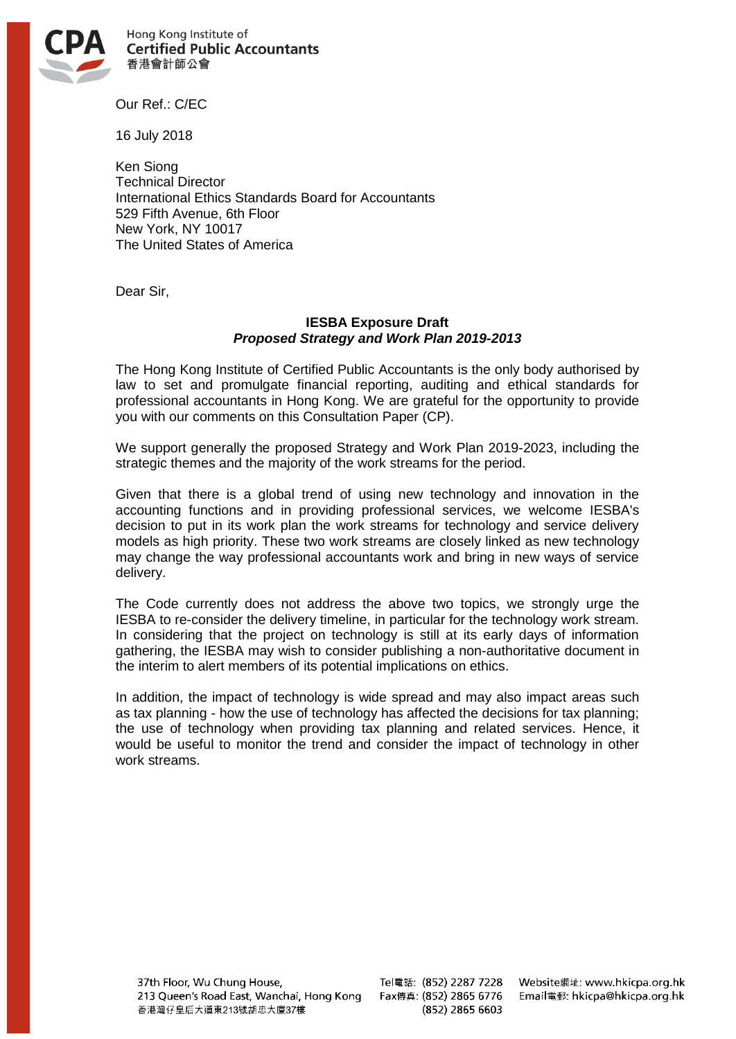Hong Kong Institute of
**Certified Public Accountants**
香港會計師公會

Our Ref.: C/EC

16 July 2018

Ken Siong
Technical Director
International Ethics Standards Board for Accountants
529 Fifth Avenue, 6th Floor
New York, NY 10017
The United States of America

Dear Sir,

**IESBA Exposure Draft**
***Proposed Strategy and Work Plan 2019-2013***

The Hong Kong Institute of Certified Public Accountants is the only body authorised by law to set and promulgate financial reporting, auditing and ethical standards for professional accountants in Hong Kong. We are grateful for the opportunity to provide you with our comments on this Consultation Paper (CP).

We support generally the proposed Strategy and Work Plan 2019-2023, including the strategic themes and the majority of the work streams for the period.

Given that there is a global trend of using new technology and innovation in the accounting functions and in providing professional services, we welcome IESBA's decision to put in its work plan the work streams for technology and service delivery models as high priority. These two work streams are closely linked as new technology may change the way professional accountants work and bring in new ways of service delivery.

The Code currently does not address the above two topics, we strongly urge the IESBA to re-consider the delivery timeline, in particular for the technology work stream. In considering that the project on technology is still at its early days of information gathering, the IESBA may wish to consider publishing a non-authoritative document in the interim to alert members of its potential implications on ethics.

In addition, the impact of technology is wide spread and may also impact areas such as tax planning - how the use of technology has affected the decisions for tax planning; the use of technology when providing tax planning and related services. Hence, it would be useful to monitor the trend and consider the impact of technology in other work streams.

37th Floor, Wu Chung House,
213 Queen's Road East, Wanchai, Hong Kong
香港灣仔皇后大道東213號胡忠大廈37樓

Tel電話: (852) 2287 7228
Fax傳真: (852) 2865 6776
(852) 2865 6603

Website網址: www.hkicpa.org.hk
Email電郵: hkicpa@hkicpa.org.hk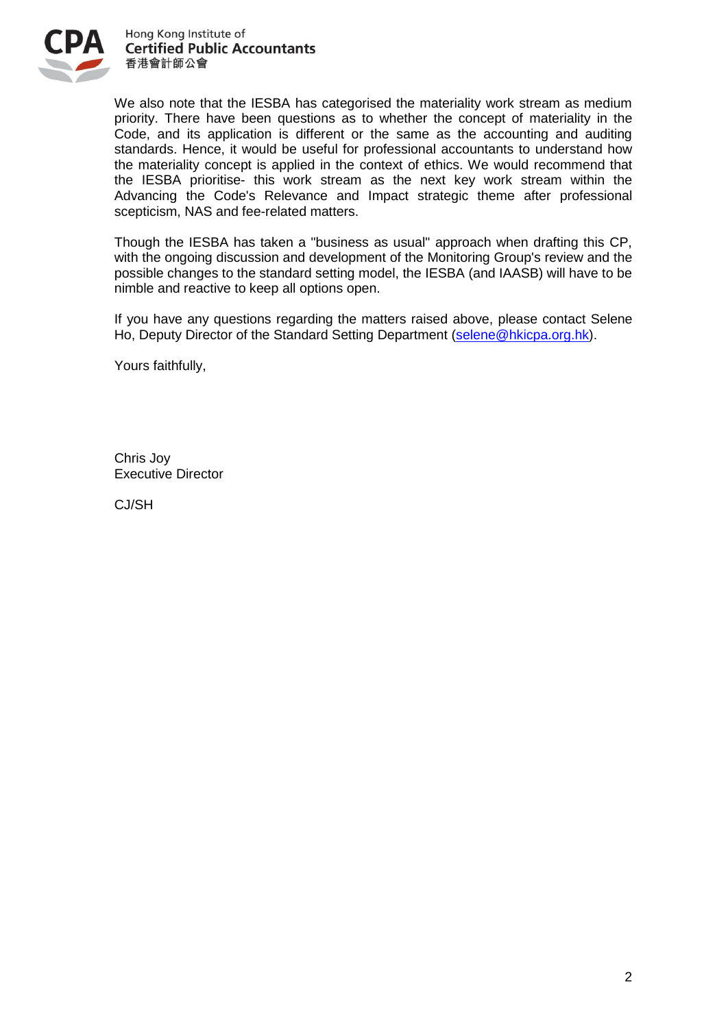We also note that the IESBA has categorised the materiality work stream as medium priority. There have been questions as to whether the concept of materiality in the Code, and its application is different or the same as the accounting and auditing standards. Hence, it would be useful for professional accountants to understand how the materiality concept is applied in the context of ethics. We would recommend that the IESBA prioritise- this work stream as the next key work stream within the Advancing the Code's Relevance and Impact strategic theme after professional scepticism, NAS and fee-related matters.

Though the IESBA has taken a "business as usual" approach when drafting this CP, with the ongoing discussion and development of the Monitoring Group's review and the possible changes to the standard setting model, the IESBA (and IAASB) will have to be nimble and reactive to keep all options open.

If you have any questions regarding the matters raised above, please contact Selene Ho, Deputy Director of the Standard Setting Department (selene@hkicpa.org.hk).

Yours faithfully,

Chris Joy
Executive Director

CJ/SH